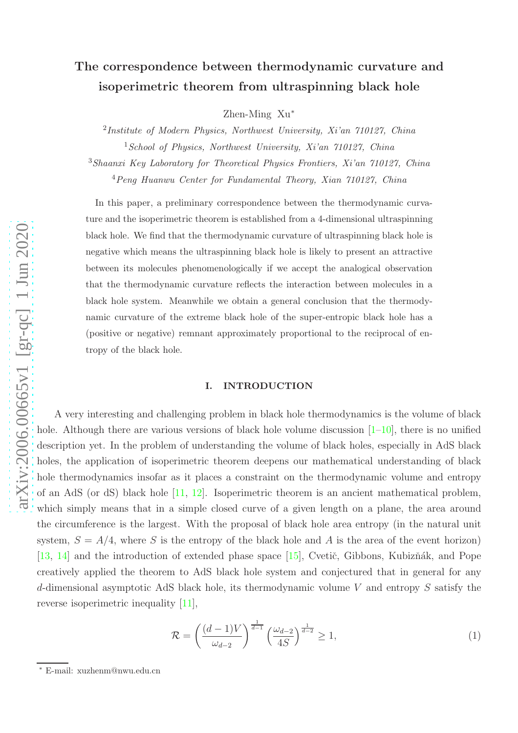# The correspondence between thermodynamic curvature and isoperimetric theorem from ultraspinning black hole

Zhen-Ming Xu*

[2] *Institute of Modern Physics, Northwest University, Xi'an 710127, China*

[1] *School of Physics, Northwest University, Xi'an 710127, China*

[3] *Shaanxi Key Laboratory for Theoretical Physics Frontiers, Xi'an 710127, China*

[4] *Peng Huanwu Center for Fundamental Theory, Xian 710127, China*

In this paper, a preliminary correspondence between the thermodynamic curvature and the isoperimetric theorem is established from a 4-dimensional ultraspinning black hole. We find that the thermodynamic curvature of ultraspinning black hole is negative which means the ultraspinning black hole is likely to present an attractive between its molecules phenomenologically if we accept the analogical observation that the thermodynamic curvature reflects the interaction between molecules in a black hole system. Meanwhile we obtain a general conclusion that the thermodynamic curvature of the extreme black hole of the super-entropic black hole has a (positive or negative) remnant approximately proportional to the reciprocal of entropy of the black hole.

## I. INTRODUCTION

A very interesting and challenging problem in black hole thermodynamics is the volume of black hole. Although there are various versions of black hole volume discussion [1–10], there is no unified description yet. In the problem of understanding the volume of black holes, especially in AdS black holes, the application of isoperimetric theorem deepens our mathematical understanding of black hole thermodynamics insofar as it places a constraint on the thermodynamic volume and entropy of an AdS (or dS) black hole [11, 12]. Isoperimetric theorem is an ancient mathematical problem, which simply means that in a simple closed curve of a given length on a plane, the area around the circumference is the largest. With the proposal of black hole area entropy (in the natural unit system, $S = A/4$, where $S$ is the entropy of the black hole and $A$ is the area of the event horizon) [13, 14] and the introduction of extended phase space [15], Cvetič, Gibbons, Kubizňák, and Pope creatively applied the theorem to AdS black hole system and conjectured that in general for any $d$-dimensional asymptotic AdS black hole, its thermodynamic volume $V$ and entropy $S$ satisfy the reverse isoperimetric inequality [11],

$$\mathcal{R} = \left(\frac{(d-1)V}{\omega_{d-2}}\right)^{\frac{1}{d-1}} \left(\frac{\omega_{d-2}}{4S}\right)^{\frac{1}{d-2}} \geq 1, \tag{1}$$

* E-mail: xuzhenm@nwu.edu.cn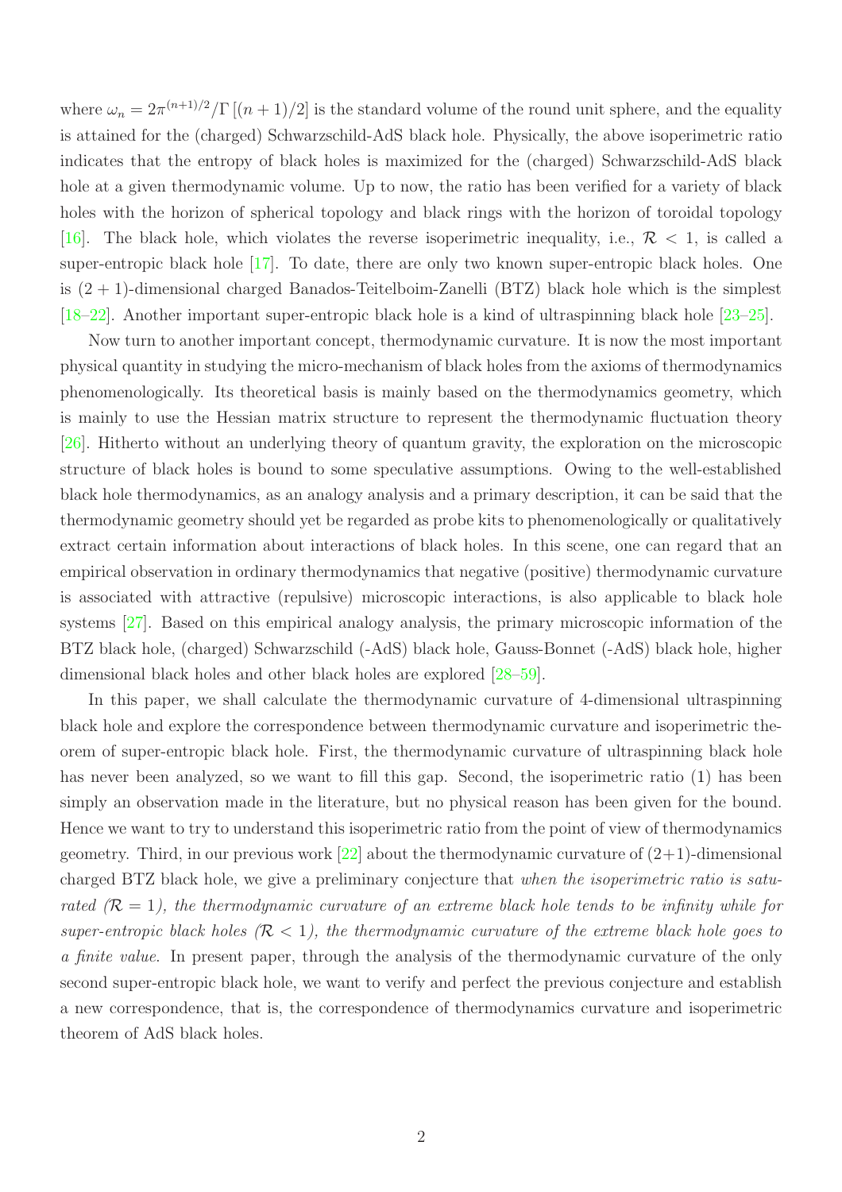where $\omega_n = 2\pi^{(n+1)/2}/\Gamma[(n+1)/2]$ is the standard volume of the round unit sphere, and the equality is attained for the (charged) Schwarzschild-AdS black hole. Physically, the above isoperimetric ratio indicates that the entropy of black holes is maximized for the (charged) Schwarzschild-AdS black hole at a given thermodynamic volume. Up to now, the ratio has been verified for a variety of black holes with the horizon of spherical topology and black rings with the horizon of toroidal topology [16]. The black hole, which violates the reverse isoperimetric inequality, i.e., $\mathcal{R} < 1$, is called a super-entropic black hole [17]. To date, there are only two known super-entropic black holes. One is $(2+1)$-dimensional charged Banados-Teitelboim-Zanelli (BTZ) black hole which is the simplest [18–22]. Another important super-entropic black hole is a kind of ultraspinning black hole [23–25].

Now turn to another important concept, thermodynamic curvature. It is now the most important physical quantity in studying the micro-mechanism of black holes from the axioms of thermodynamics phenomenologically. Its theoretical basis is mainly based on the thermodynamics geometry, which is mainly to use the Hessian matrix structure to represent the thermodynamic fluctuation theory [26]. Hitherto without an underlying theory of quantum gravity, the exploration on the microscopic structure of black holes is bound to some speculative assumptions. Owing to the well-established black hole thermodynamics, as an analogy analysis and a primary description, it can be said that the thermodynamic geometry should yet be regarded as probe kits to phenomenologically or qualitatively extract certain information about interactions of black holes. In this scene, one can regard that an empirical observation in ordinary thermodynamics that negative (positive) thermodynamic curvature is associated with attractive (repulsive) microscopic interactions, is also applicable to black hole systems [27]. Based on this empirical analogy analysis, the primary microscopic information of the BTZ black hole, (charged) Schwarzschild (-AdS) black hole, Gauss-Bonnet (-AdS) black hole, higher dimensional black holes and other black holes are explored [28–59].

In this paper, we shall calculate the thermodynamic curvature of 4-dimensional ultraspinning black hole and explore the correspondence between thermodynamic curvature and isoperimetric theorem of super-entropic black hole. First, the thermodynamic curvature of ultraspinning black hole has never been analyzed, so we want to fill this gap. Second, the isoperimetric ratio (1) has been simply an observation made in the literature, but no physical reason has been given for the bound. Hence we want to try to understand this isoperimetric ratio from the point of view of thermodynamics geometry. Third, in our previous work [22] about the thermodynamic curvature of $(2+1)$-dimensional charged BTZ black hole, we give a preliminary conjecture that *when the isoperimetric ratio is saturated ($\mathcal{R} = 1$), the thermodynamic curvature of an extreme black hole tends to be infinity while for super-entropic black holes ($\mathcal{R} < 1$), the thermodynamic curvature of the extreme black hole goes to a finite value*. In present paper, through the analysis of the thermodynamic curvature of the only second super-entropic black hole, we want to verify and perfect the previous conjecture and establish a new correspondence, that is, the correspondence of thermodynamics curvature and isoperimetric theorem of AdS black holes.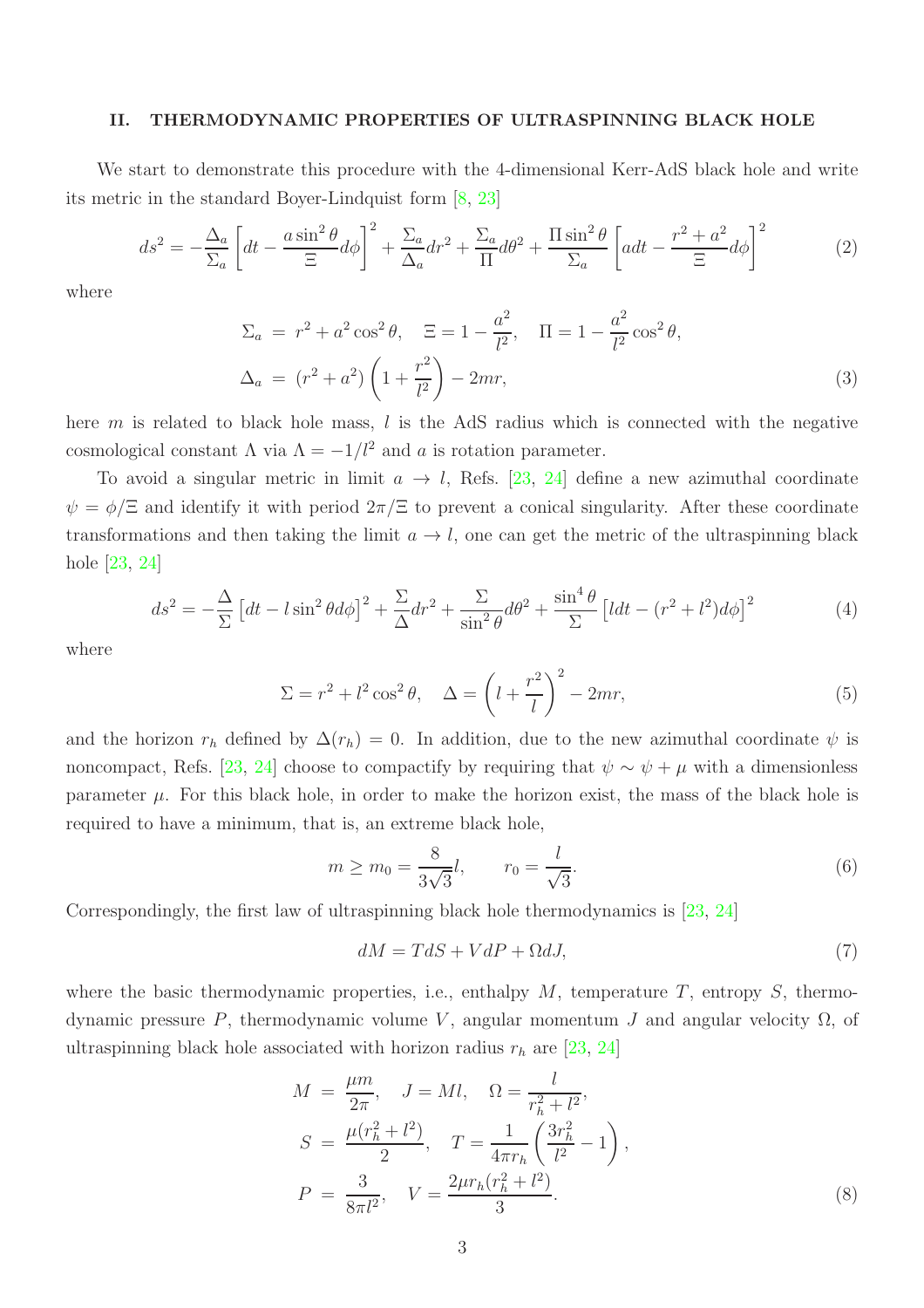## II. THERMODYNAMIC PROPERTIES OF ULTRASPINNING BLACK HOLE

We start to demonstrate this procedure with the 4-dimensional Kerr-AdS black hole and write its metric in the standard Boyer-Lindquist form [8, 23]

$$ds^2 = -\frac{\Delta_a}{\Sigma_a}\left[dt - \frac{a\sin^2\theta}{\Xi}d\phi\right]^2 + \frac{\Sigma_a}{\Delta_a}dr^2 + \frac{\Sigma_a}{\Pi}d\theta^2 + \frac{\Pi\sin^2\theta}{\Sigma_a}\left[adt - \frac{r^2+a^2}{\Xi}d\phi\right]^2 \tag{2}$$

where

$$\begin{aligned}\Sigma_a &= r^2 + a^2\cos^2\theta, \quad \Xi = 1 - \frac{a^2}{l^2}, \quad \Pi = 1 - \frac{a^2}{l^2}\cos^2\theta, \\ \Delta_a &= (r^2+a^2)\left(1+\frac{r^2}{l^2}\right) - 2mr,\end{aligned} \tag{3}$$

here $m$ is related to black hole mass, $l$ is the AdS radius which is connected with the negative cosmological constant $\Lambda$ via $\Lambda = -1/l^2$ and $a$ is rotation parameter.

To avoid a singular metric in limit $a \to l$, Refs. [23, 24] define a new azimuthal coordinate $\psi = \phi/\Xi$ and identify it with period $2\pi/\Xi$ to prevent a conical singularity. After these coordinate transformations and then taking the limit $a \to l$, one can get the metric of the ultraspinning black hole [23, 24]

$$ds^2 = -\frac{\Delta}{\Sigma}\left[dt - l\sin^2\theta d\phi\right]^2 + \frac{\Sigma}{\Delta}dr^2 + \frac{\Sigma}{\sin^2\theta}d\theta^2 + \frac{\sin^4\theta}{\Sigma}\left[ldt - (r^2+l^2)d\phi\right]^2 \tag{4}$$

where

$$\Sigma = r^2 + l^2\cos^2\theta, \quad \Delta = \left(l + \frac{r^2}{l}\right)^2 - 2mr, \tag{5}$$

and the horizon $r_h$ defined by $\Delta(r_h) = 0$. In addition, due to the new azimuthal coordinate $\psi$ is noncompact, Refs. [23, 24] choose to compactify by requiring that $\psi \sim \psi + \mu$ with a dimensionless parameter $\mu$. For this black hole, in order to make the horizon exist, the mass of the black hole is required to have a minimum, that is, an extreme black hole,

$$m \geq m_0 = \frac{8}{3\sqrt{3}}l, \qquad r_0 = \frac{l}{\sqrt{3}}. \tag{6}$$

Correspondingly, the first law of ultraspinning black hole thermodynamics is [23, 24]

$$dM = TdS + VdP + \Omega dJ, \tag{7}$$

where the basic thermodynamic properties, i.e., enthalpy $M$, temperature $T$, entropy $S$, thermodynamic pressure $P$, thermodynamic volume $V$, angular momentum $J$ and angular velocity $\Omega$, of ultraspinning black hole associated with horizon radius $r_h$ are [23, 24]

$$\begin{aligned}M &= \frac{\mu m}{2\pi}, \quad J = Ml, \quad \Omega = \frac{l}{r_h^2 + l^2}, \\ S &= \frac{\mu(r_h^2+l^2)}{2}, \quad T = \frac{1}{4\pi r_h}\left(\frac{3r_h^2}{l^2} - 1\right), \\ P &= \frac{3}{8\pi l^2}, \quad V = \frac{2\mu r_h(r_h^2+l^2)}{3}.\end{aligned} \tag{8}$$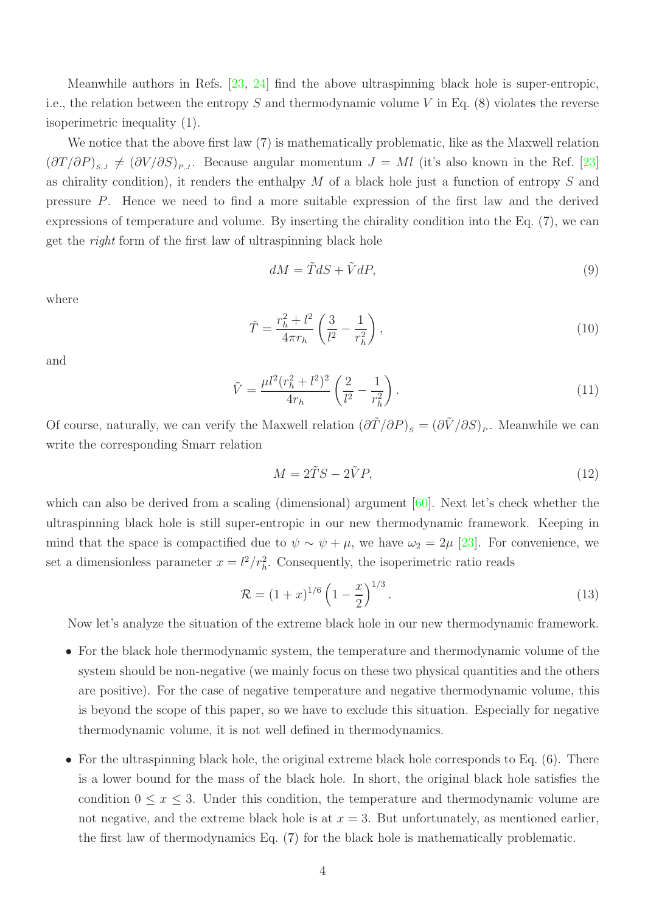Meanwhile authors in Refs. [23, 24] find the above ultraspinning black hole is super-entropic, i.e., the relation between the entropy $S$ and thermodynamic volume $V$ in Eq. (8) violates the reverse isoperimetric inequality (1).

We notice that the above first law (7) is mathematically problematic, like as the Maxwell relation $(\partial T/\partial P)_{S,J} \neq (\partial V/\partial S)_{P,J}$. Because angular momentum $J = Ml$ (it's also known in the Ref. [23] as chirality condition), it renders the enthalpy $M$ of a black hole just a function of entropy $S$ and pressure $P$. Hence we need to find a more suitable expression of the first law and the derived expressions of temperature and volume. By inserting the chirality condition into the Eq. (7), we can get the *right* form of the first law of ultraspinning black hole

$$dM = \tilde{T}dS + \tilde{V}dP, \tag{9}$$

where

$$\tilde{T} = \frac{r_h^2 + l^2}{4\pi r_h}\left(\frac{3}{l^2} - \frac{1}{r_h^2}\right), \tag{10}$$

and

$$\tilde{V} = \frac{\mu l^2 (r_h^2 + l^2)^2}{4 r_h}\left(\frac{2}{l^2} - \frac{1}{r_h^2}\right). \tag{11}$$

Of course, naturally, we can verify the Maxwell relation $(\partial \tilde{T}/\partial P)_S = (\partial \tilde{V}/\partial S)_P$. Meanwhile we can write the corresponding Smarr relation

$$M = 2\tilde{T}S - 2\tilde{V}P, \tag{12}$$

which can also be derived from a scaling (dimensional) argument [60]. Next let's check whether the ultraspinning black hole is still super-entropic in our new thermodynamic framework. Keeping in mind that the space is compactified due to $\psi \sim \psi + \mu$, we have $\omega_2 = 2\mu$ [23]. For convenience, we set a dimensionless parameter $x = l^2/r_h^2$. Consequently, the isoperimetric ratio reads

$$\mathcal{R} = (1+x)^{1/6}\left(1 - \frac{x}{2}\right)^{1/3}. \tag{13}$$

Now let's analyze the situation of the extreme black hole in our new thermodynamic framework.

- For the black hole thermodynamic system, the temperature and thermodynamic volume of the system should be non-negative (we mainly focus on these two physical quantities and the others are positive). For the case of negative temperature and negative thermodynamic volume, this is beyond the scope of this paper, so we have to exclude this situation. Especially for negative thermodynamic volume, it is not well defined in thermodynamics.

- For the ultraspinning black hole, the original extreme black hole corresponds to Eq. (6). There is a lower bound for the mass of the black hole. In short, the original black hole satisfies the condition $0 \leq x \leq 3$. Under this condition, the temperature and thermodynamic volume are not negative, and the extreme black hole is at $x = 3$. But unfortunately, as mentioned earlier, the first law of thermodynamics Eq. (7) for the black hole is mathematically problematic.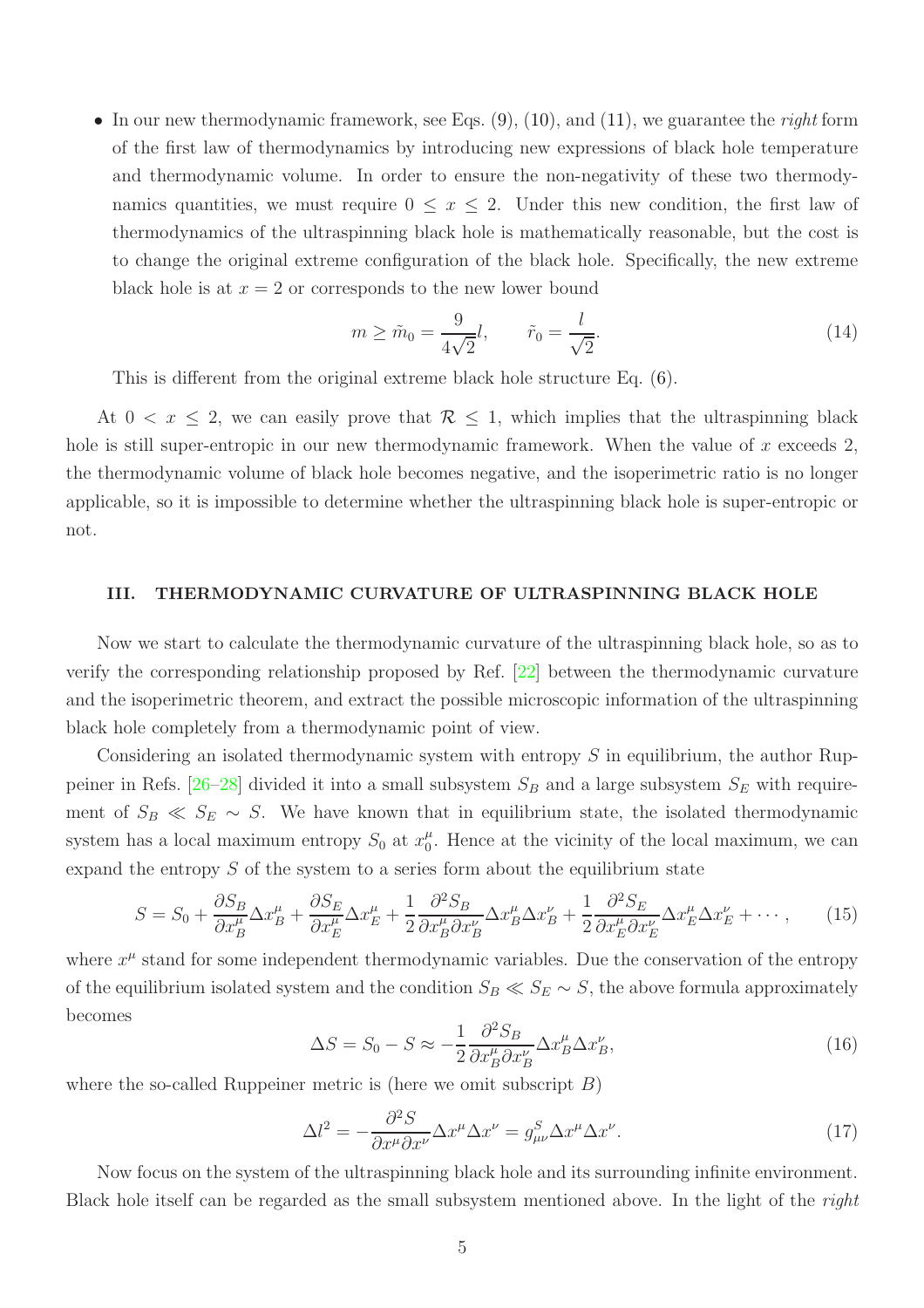- In our new thermodynamic framework, see Eqs. (9), (10), and (11), we guarantee the *right* form of the first law of thermodynamics by introducing new expressions of black hole temperature and thermodynamic volume. In order to ensure the non-negativity of these two thermodynamics quantities, we must require $0 \leq x \leq 2$. Under this new condition, the first law of thermodynamics of the ultraspinning black hole is mathematically reasonable, but the cost is to change the original extreme configuration of the black hole. Specifically, the new extreme black hole is at $x = 2$ or corresponds to the new lower bound

$$m \geq \tilde{m}_0 = \frac{9}{4\sqrt{2}}l, \qquad \tilde{r}_0 = \frac{l}{\sqrt{2}}. \tag{14}$$

  This is different from the original extreme black hole structure Eq. (6).

At $0 < x \leq 2$, we can easily prove that $\mathcal{R} \leq 1$, which implies that the ultraspinning black hole is still super-entropic in our new thermodynamic framework. When the value of $x$ exceeds 2, the thermodynamic volume of black hole becomes negative, and the isoperimetric ratio is no longer applicable, so it is impossible to determine whether the ultraspinning black hole is super-entropic or not.

## III. THERMODYNAMIC CURVATURE OF ULTRASPINNING BLACK HOLE

Now we start to calculate the thermodynamic curvature of the ultraspinning black hole, so as to verify the corresponding relationship proposed by Ref. [22] between the thermodynamic curvature and the isoperimetric theorem, and extract the possible microscopic information of the ultraspinning black hole completely from a thermodynamic point of view.

Considering an isolated thermodynamic system with entropy $S$ in equilibrium, the author Ruppeiner in Refs. [26–28] divided it into a small subsystem $S_B$ and a large subsystem $S_E$ with requirement of $S_B \ll S_E \sim S$. We have known that in equilibrium state, the isolated thermodynamic system has a local maximum entropy $S_0$ at $x_0^\mu$. Hence at the vicinity of the local maximum, we can expand the entropy $S$ of the system to a series form about the equilibrium state

$$S = S_0 + \frac{\partial S_B}{\partial x_B^\mu}\Delta x_B^\mu + \frac{\partial S_E}{\partial x_E^\mu}\Delta x_E^\mu + \frac{1}{2}\frac{\partial^2 S_B}{\partial x_B^\mu \partial x_B^\nu}\Delta x_B^\mu \Delta x_B^\nu + \frac{1}{2}\frac{\partial^2 S_E}{\partial x_E^\mu \partial x_E^\nu}\Delta x_E^\mu \Delta x_E^\nu + \cdots, \tag{15}$$

where $x^\mu$ stand for some independent thermodynamic variables. Due the conservation of the entropy of the equilibrium isolated system and the condition $S_B \ll S_E \sim S$, the above formula approximately becomes

$$\Delta S = S_0 - S \approx -\frac{1}{2}\frac{\partial^2 S_B}{\partial x_B^\mu \partial x_B^\nu}\Delta x_B^\mu \Delta x_B^\nu, \tag{16}$$

where the so-called Ruppeiner metric is (here we omit subscript $B$)

$$\Delta l^2 = -\frac{\partial^2 S}{\partial x^\mu \partial x^\nu}\Delta x^\mu \Delta x^\nu = g_{\mu\nu}^S \Delta x^\mu \Delta x^\nu. \tag{17}$$

Now focus on the system of the ultraspinning black hole and its surrounding infinite environment. Black hole itself can be regarded as the small subsystem mentioned above. In the light of the *right*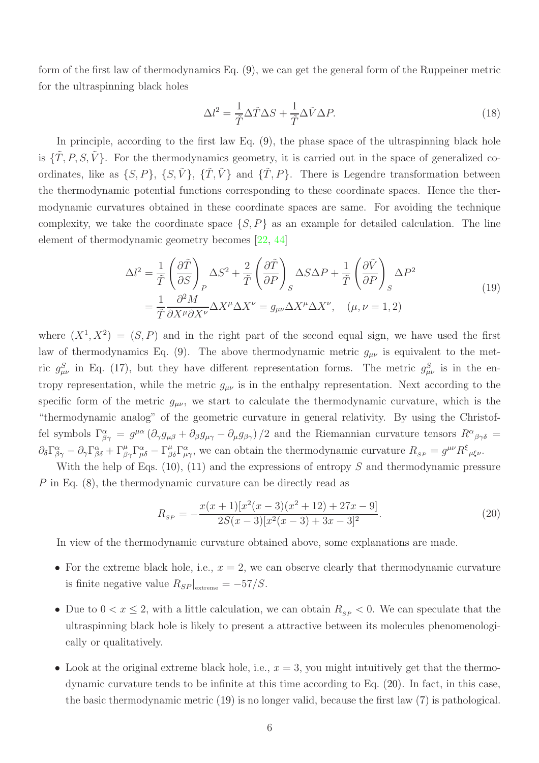form of the first law of thermodynamics Eq. (9), we can get the general form of the Ruppeiner metric for the ultraspinning black holes

$$\Delta l^2 = \frac{1}{\tilde{T}}\Delta\tilde{T}\Delta S + \frac{1}{\tilde{T}}\Delta\tilde{V}\Delta P. \tag{18}$$

In principle, according to the first law Eq. (9), the phase space of the ultraspinning black hole is $\{\tilde{T}, P, S, \tilde{V}\}$. For the thermodynamics geometry, it is carried out in the space of generalized coordinates, like as $\{S, P\}$, $\{S, \tilde{V}\}$, $\{\tilde{T}, \tilde{V}\}$ and $\{\tilde{T}, P\}$. There is Legendre transformation between the thermodynamic potential functions corresponding to these coordinate spaces. Hence the thermodynamic curvatures obtained in these coordinate spaces are same. For avoiding the technique complexity, we take the coordinate space $\{S, P\}$ as an example for detailed calculation. The line element of thermodynamic geometry becomes [22, 44]

$$\begin{aligned}
\Delta l^2 &= \frac{1}{\tilde{T}}\left(\frac{\partial\tilde{T}}{\partial S}\right)_P \Delta S^2 + \frac{2}{\tilde{T}}\left(\frac{\partial\tilde{T}}{\partial P}\right)_S \Delta S\Delta P + \frac{1}{\tilde{T}}\left(\frac{\partial\tilde{V}}{\partial P}\right)_S \Delta P^2 \\
&= \frac{1}{\tilde{T}}\frac{\partial^2 M}{\partial X^\mu \partial X^\nu}\Delta X^\mu \Delta X^\nu = g_{\mu\nu}\Delta X^\mu \Delta X^\nu, \quad (\mu, \nu = 1, 2)
\end{aligned} \tag{19}$$

where $(X^1, X^2) = (S, P)$ and in the right part of the second equal sign, we have used the first law of thermodynamics Eq. (9). The above thermodynamic metric $g_{\mu\nu}$ is equivalent to the metric $g^S_{\mu\nu}$ in Eq. (17), but they have different representation forms. The metric $g^S_{\mu\nu}$ is in the entropy representation, while the metric $g_{\mu\nu}$ is in the enthalpy representation. Next according to the specific form of the metric $g_{\mu\nu}$, we start to calculate the thermodynamic curvature, which is the "thermodynamic analog" of the geometric curvature in general relativity. By using the Christoffel symbols $\Gamma^\alpha_{\beta\gamma} = g^{\mu\alpha}\left(\partial_\gamma g_{\mu\beta} + \partial_\beta g_{\mu\gamma} - \partial_\mu g_{\beta\gamma}\right)/2$ and the Riemannian curvature tensors $R^\alpha{}_{\beta\gamma\delta} = \partial_\delta\Gamma^\alpha_{\beta\gamma} - \partial_\gamma\Gamma^\alpha_{\beta\delta} + \Gamma^\mu_{\beta\gamma}\Gamma^\alpha_{\mu\delta} - \Gamma^\mu_{\beta\delta}\Gamma^\alpha_{\mu\gamma}$, we can obtain the thermodynamic curvature $R_{SP} = g^{\mu\nu}R^\xi{}_{\mu\xi\nu}$.

With the help of Eqs. (10), (11) and the expressions of entropy $S$ and thermodynamic pressure $P$ in Eq. (8), the thermodynamic curvature can be directly read as

$$R_{SP} = -\frac{x(x+1)[x^2(x-3)(x^2+12)+27x-9]}{2S(x-3)[x^2(x-3)+3x-3]^2}. \tag{20}$$

In view of the thermodynamic curvature obtained above, some explanations are made.

- For the extreme black hole, i.e., $x = 2$, we can observe clearly that thermodynamic curvature is finite negative value $R_{SP}|_{\text{extreme}} = -57/S$.
- Due to $0 < x \leq 2$, with a little calculation, we can obtain $R_{SP} < 0$. We can speculate that the ultraspinning black hole is likely to present a attractive between its molecules phenomenologically or qualitatively.
- Look at the original extreme black hole, i.e., $x = 3$, you might intuitively get that the thermodynamic curvature tends to be infinite at this time according to Eq. (20). In fact, in this case, the basic thermodynamic metric (19) is no longer valid, because the first law (7) is pathological.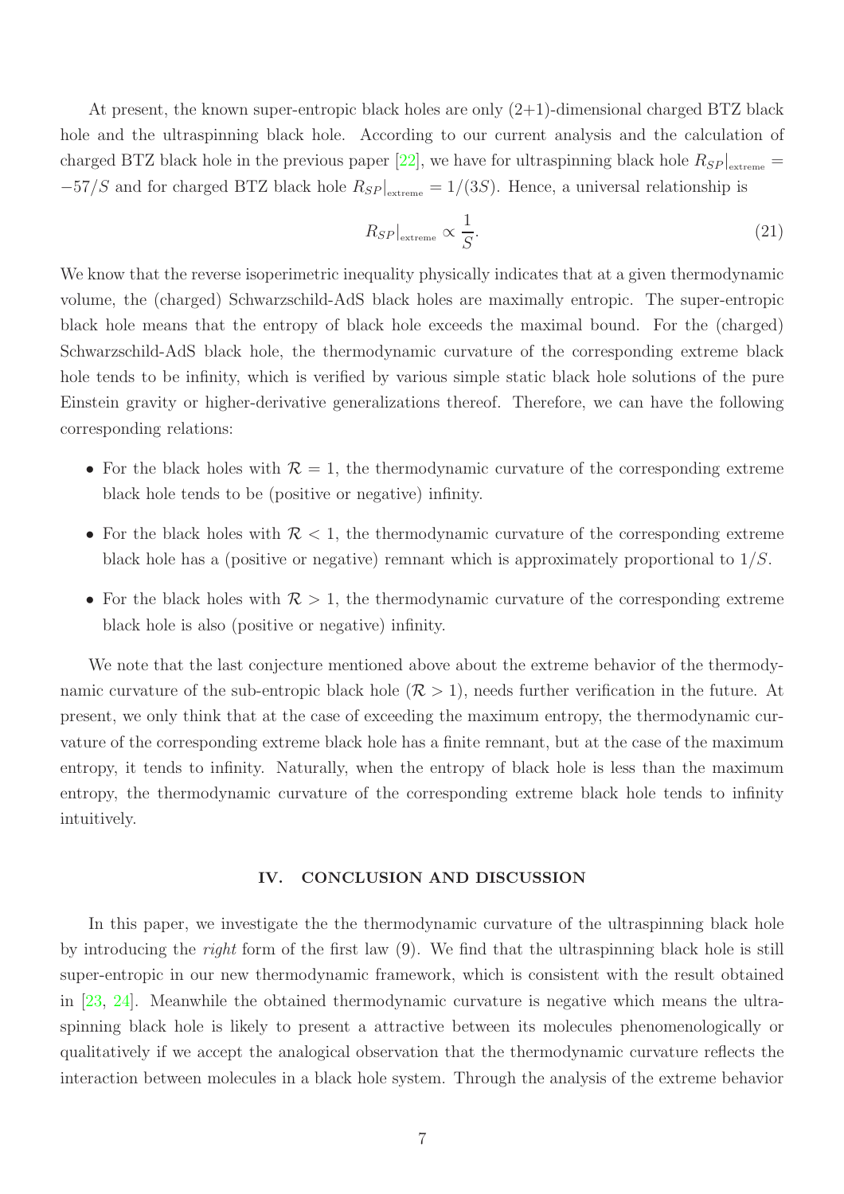At present, the known super-entropic black holes are only (2+1)-dimensional charged BTZ black hole and the ultraspinning black hole. According to our current analysis and the calculation of charged BTZ black hole in the previous paper [22], we have for ultraspinning black hole $R_{SP}|_{\text{extreme}} = -57/S$ and for charged BTZ black hole $R_{SP}|_{\text{extreme}} = 1/(3S)$. Hence, a universal relationship is

$$R_{SP}|_{\text{extreme}} \propto \frac{1}{S}. \tag{21}$$

We know that the reverse isoperimetric inequality physically indicates that at a given thermodynamic volume, the (charged) Schwarzschild-AdS black holes are maximally entropic. The super-entropic black hole means that the entropy of black hole exceeds the maximal bound. For the (charged) Schwarzschild-AdS black hole, the thermodynamic curvature of the corresponding extreme black hole tends to be infinity, which is verified by various simple static black hole solutions of the pure Einstein gravity or higher-derivative generalizations thereof. Therefore, we can have the following corresponding relations:

- For the black holes with $\mathcal{R} = 1$, the thermodynamic curvature of the corresponding extreme black hole tends to be (positive or negative) infinity.
- For the black holes with $\mathcal{R} < 1$, the thermodynamic curvature of the corresponding extreme black hole has a (positive or negative) remnant which is approximately proportional to $1/S$.
- For the black holes with $\mathcal{R} > 1$, the thermodynamic curvature of the corresponding extreme black hole is also (positive or negative) infinity.

We note that the last conjecture mentioned above about the extreme behavior of the thermodynamic curvature of the sub-entropic black hole ($\mathcal{R} > 1$), needs further verification in the future. At present, we only think that at the case of exceeding the maximum entropy, the thermodynamic curvature of the corresponding extreme black hole has a finite remnant, but at the case of the maximum entropy, it tends to infinity. Naturally, when the entropy of black hole is less than the maximum entropy, the thermodynamic curvature of the corresponding extreme black hole tends to infinity intuitively.

## IV. CONCLUSION AND DISCUSSION

In this paper, we investigate the the thermodynamic curvature of the ultraspinning black hole by introducing the *right* form of the first law (9). We find that the ultraspinning black hole is still super-entropic in our new thermodynamic framework, which is consistent with the result obtained in [23, 24]. Meanwhile the obtained thermodynamic curvature is negative which means the ultraspinning black hole is likely to present a attractive between its molecules phenomenologically or qualitatively if we accept the analogical observation that the thermodynamic curvature reflects the interaction between molecules in a black hole system. Through the analysis of the extreme behavior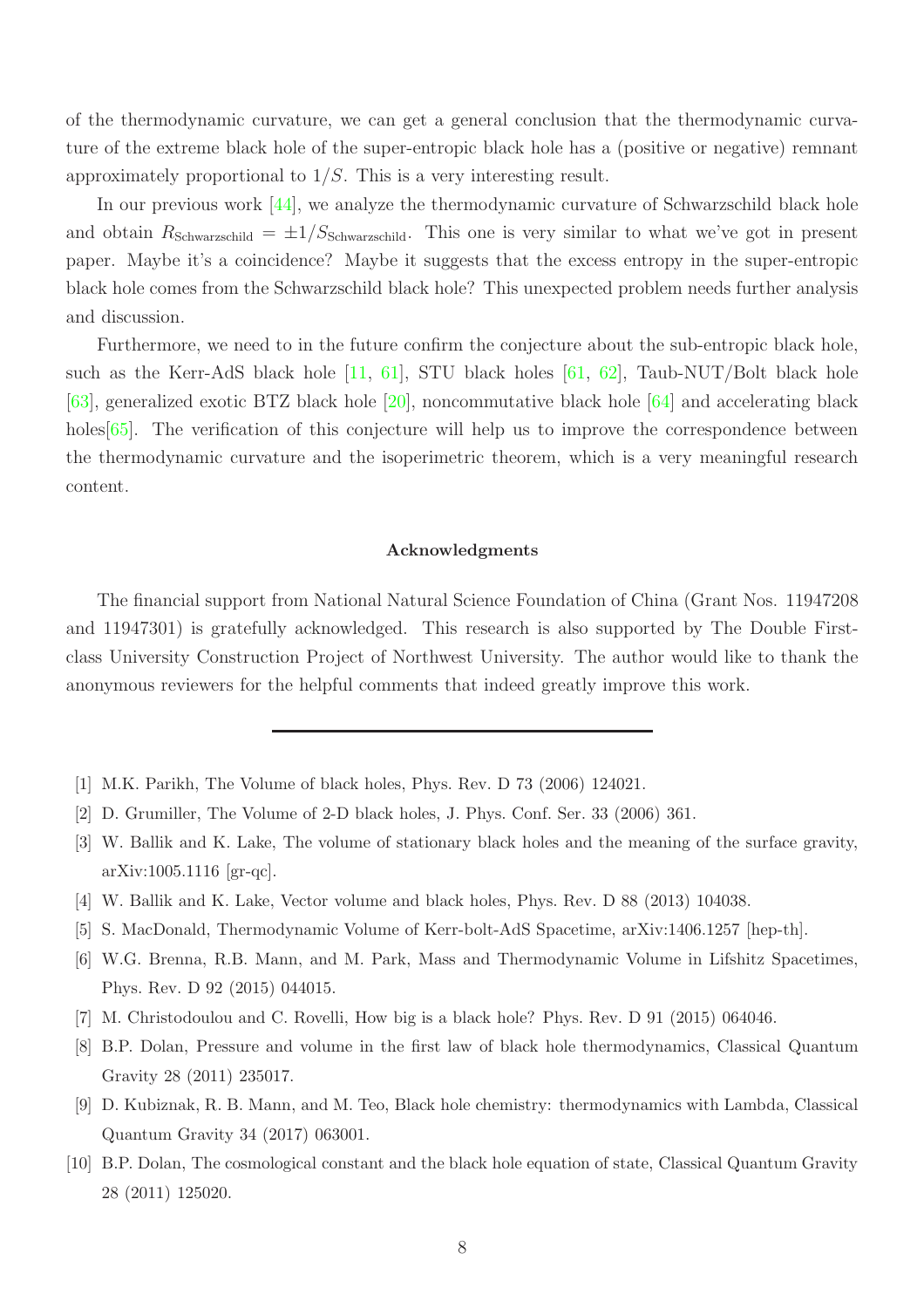of the thermodynamic curvature, we can get a general conclusion that the thermodynamic curvature of the extreme black hole of the super-entropic black hole has a (positive or negative) remnant approximately proportional to $1/S$. This is a very interesting result.

In our previous work [44], we analyze the thermodynamic curvature of Schwarzschild black hole and obtain $R_{\text{Schwarzschild}} = \pm 1/S_{\text{Schwarzschild}}$. This one is very similar to what we've got in present paper. Maybe it's a coincidence? Maybe it suggests that the excess entropy in the super-entropic black hole comes from the Schwarzschild black hole? This unexpected problem needs further analysis and discussion.

Furthermore, we need to in the future confirm the conjecture about the sub-entropic black hole, such as the Kerr-AdS black hole [11, 61], STU black holes [61, 62], Taub-NUT/Bolt black hole [63], generalized exotic BTZ black hole [20], noncommutative black hole [64] and accelerating black holes[65]. The verification of this conjecture will help us to improve the correspondence between the thermodynamic curvature and the isoperimetric theorem, which is a very meaningful research content.

### Acknowledgments

The financial support from National Natural Science Foundation of China (Grant Nos. 11947208 and 11947301) is gratefully acknowledged. This research is also supported by The Double First-class University Construction Project of Northwest University. The author would like to thank the anonymous reviewers for the helpful comments that indeed greatly improve this work.

---

- [1] M.K. Parikh, The Volume of black holes, Phys. Rev. D 73 (2006) 124021.
- [2] D. Grumiller, The Volume of 2-D black holes, J. Phys. Conf. Ser. 33 (2006) 361.
- [3] W. Ballik and K. Lake, The volume of stationary black holes and the meaning of the surface gravity, arXiv:1005.1116 [gr-qc].
- [4] W. Ballik and K. Lake, Vector volume and black holes, Phys. Rev. D 88 (2013) 104038.
- [5] S. MacDonald, Thermodynamic Volume of Kerr-bolt-AdS Spacetime, arXiv:1406.1257 [hep-th].
- [6] W.G. Brenna, R.B. Mann, and M. Park, Mass and Thermodynamic Volume in Lifshitz Spacetimes, Phys. Rev. D 92 (2015) 044015.
- [7] M. Christodoulou and C. Rovelli, How big is a black hole? Phys. Rev. D 91 (2015) 064046.
- [8] B.P. Dolan, Pressure and volume in the first law of black hole thermodynamics, Classical Quantum Gravity 28 (2011) 235017.
- [9] D. Kubiznak, R. B. Mann, and M. Teo, Black hole chemistry: thermodynamics with Lambda, Classical Quantum Gravity 34 (2017) 063001.
- [10] B.P. Dolan, The cosmological constant and the black hole equation of state, Classical Quantum Gravity 28 (2011) 125020.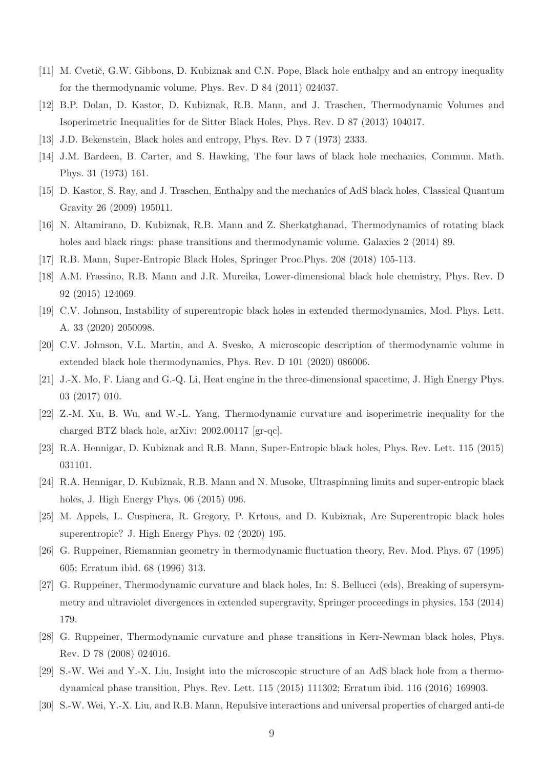[11] M. Cvetič, G.W. Gibbons, D. Kubiznak and C.N. Pope, Black hole enthalpy and an entropy inequality for the thermodynamic volume, Phys. Rev. D 84 (2011) 024037.

[12] B.P. Dolan, D. Kastor, D. Kubiznak, R.B. Mann, and J. Traschen, Thermodynamic Volumes and Isoperimetric Inequalities for de Sitter Black Holes, Phys. Rev. D 87 (2013) 104017.

[13] J.D. Bekenstein, Black holes and entropy, Phys. Rev. D 7 (1973) 2333.

[14] J.M. Bardeen, B. Carter, and S. Hawking, The four laws of black hole mechanics, Commun. Math. Phys. 31 (1973) 161.

[15] D. Kastor, S. Ray, and J. Traschen, Enthalpy and the mechanics of AdS black holes, Classical Quantum Gravity 26 (2009) 195011.

[16] N. Altamirano, D. Kubiznak, R.B. Mann and Z. Sherkatghanad, Thermodynamics of rotating black holes and black rings: phase transitions and thermodynamic volume. Galaxies 2 (2014) 89.

[17] R.B. Mann, Super-Entropic Black Holes, Springer Proc.Phys. 208 (2018) 105-113.

[18] A.M. Frassino, R.B. Mann and J.R. Mureika, Lower-dimensional black hole chemistry, Phys. Rev. D 92 (2015) 124069.

[19] C.V. Johnson, Instability of superentropic black holes in extended thermodynamics, Mod. Phys. Lett. A. 33 (2020) 2050098.

[20] C.V. Johnson, V.L. Martin, and A. Svesko, A microscopic description of thermodynamic volume in extended black hole thermodynamics, Phys. Rev. D 101 (2020) 086006.

[21] J.-X. Mo, F. Liang and G.-Q. Li, Heat engine in the three-dimensional spacetime, J. High Energy Phys. 03 (2017) 010.

[22] Z.-M. Xu, B. Wu, and W.-L. Yang, Thermodynamic curvature and isoperimetric inequality for the charged BTZ black hole, arXiv: 2002.00117 [gr-qc].

[23] R.A. Hennigar, D. Kubiznak and R.B. Mann, Super-Entropic black holes, Phys. Rev. Lett. 115 (2015) 031101.

[24] R.A. Hennigar, D. Kubiznak, R.B. Mann and N. Musoke, Ultraspinning limits and super-entropic black holes, J. High Energy Phys. 06 (2015) 096.

[25] M. Appels, L. Cuspinera, R. Gregory, P. Krtous, and D. Kubiznak, Are Superentropic black holes superentropic? J. High Energy Phys. 02 (2020) 195.

[26] G. Ruppeiner, Riemannian geometry in thermodynamic fluctuation theory, Rev. Mod. Phys. 67 (1995) 605; Erratum ibid. 68 (1996) 313.

[27] G. Ruppeiner, Thermodynamic curvature and black holes, In: S. Bellucci (eds), Breaking of supersymmetry and ultraviolet divergences in extended supergravity, Springer proceedings in physics, 153 (2014) 179.

[28] G. Ruppeiner, Thermodynamic curvature and phase transitions in Kerr-Newman black holes, Phys. Rev. D 78 (2008) 024016.

[29] S.-W. Wei and Y.-X. Liu, Insight into the microscopic structure of an AdS black hole from a thermodynamical phase transition, Phys. Rev. Lett. 115 (2015) 111302; Erratum ibid. 116 (2016) 169903.

[30] S.-W. Wei, Y.-X. Liu, and R.B. Mann, Repulsive interactions and universal properties of charged anti-de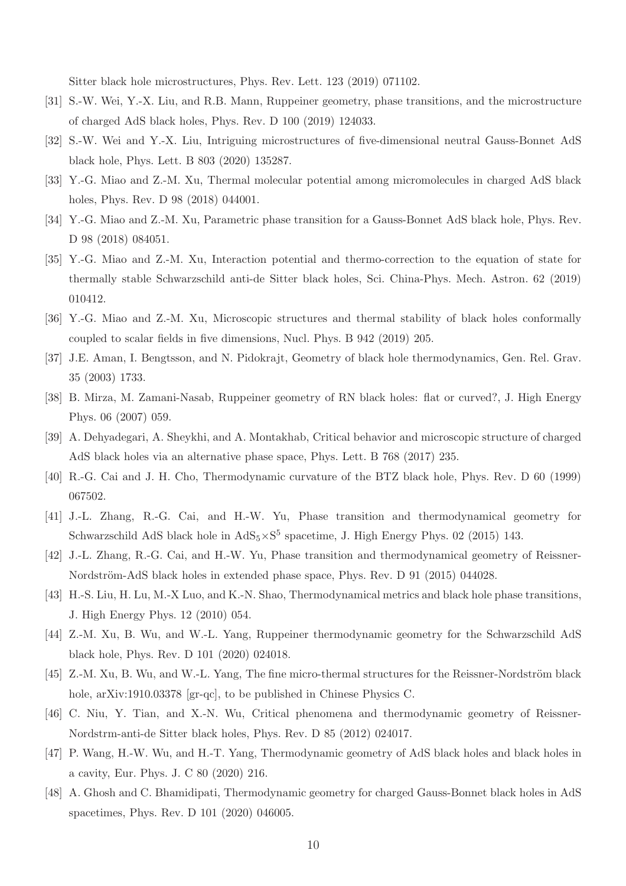Sitter black hole microstructures, Phys. Rev. Lett. 123 (2019) 071102.

[31] S.-W. Wei, Y.-X. Liu, and R.B. Mann, Ruppeiner geometry, phase transitions, and the microstructure of charged AdS black holes, Phys. Rev. D 100 (2019) 124033.

[32] S.-W. Wei and Y.-X. Liu, Intriguing microstructures of five-dimensional neutral Gauss-Bonnet AdS black hole, Phys. Lett. B 803 (2020) 135287.

[33] Y.-G. Miao and Z.-M. Xu, Thermal molecular potential among micromolecules in charged AdS black holes, Phys. Rev. D 98 (2018) 044001.

[34] Y.-G. Miao and Z.-M. Xu, Parametric phase transition for a Gauss-Bonnet AdS black hole, Phys. Rev. D 98 (2018) 084051.

[35] Y.-G. Miao and Z.-M. Xu, Interaction potential and thermo-correction to the equation of state for thermally stable Schwarzschild anti-de Sitter black holes, Sci. China-Phys. Mech. Astron. 62 (2019) 010412.

[36] Y.-G. Miao and Z.-M. Xu, Microscopic structures and thermal stability of black holes conformally coupled to scalar fields in five dimensions, Nucl. Phys. B 942 (2019) 205.

[37] J.E. Aman, I. Bengtsson, and N. Pidokrajt, Geometry of black hole thermodynamics, Gen. Rel. Grav. 35 (2003) 1733.

[38] B. Mirza, M. Zamani-Nasab, Ruppeiner geometry of RN black holes: flat or curved?, J. High Energy Phys. 06 (2007) 059.

[39] A. Dehyadegari, A. Sheykhi, and A. Montakhab, Critical behavior and microscopic structure of charged AdS black holes via an alternative phase space, Phys. Lett. B 768 (2017) 235.

[40] R.-G. Cai and J. H. Cho, Thermodynamic curvature of the BTZ black hole, Phys. Rev. D 60 (1999) 067502.

[41] J.-L. Zhang, R.-G. Cai, and H.-W. Yu, Phase transition and thermodynamical geometry for Schwarzschild AdS black hole in $AdS_5 \times S^5$ spacetime, J. High Energy Phys. 02 (2015) 143.

[42] J.-L. Zhang, R.-G. Cai, and H.-W. Yu, Phase transition and thermodynamical geometry of Reissner-Nordström-AdS black holes in extended phase space, Phys. Rev. D 91 (2015) 044028.

[43] H.-S. Liu, H. Lu, M.-X Luo, and K.-N. Shao, Thermodynamical metrics and black hole phase transitions, J. High Energy Phys. 12 (2010) 054.

[44] Z.-M. Xu, B. Wu, and W.-L. Yang, Ruppeiner thermodynamic geometry for the Schwarzschild AdS black hole, Phys. Rev. D 101 (2020) 024018.

[45] Z.-M. Xu, B. Wu, and W.-L. Yang, The fine micro-thermal structures for the Reissner-Nordström black hole, arXiv:1910.03378 [gr-qc], to be published in Chinese Physics C.

[46] C. Niu, Y. Tian, and X.-N. Wu, Critical phenomena and thermodynamic geometry of Reissner-Nordstrm-anti-de Sitter black holes, Phys. Rev. D 85 (2012) 024017.

[47] P. Wang, H.-W. Wu, and H.-T. Yang, Thermodynamic geometry of AdS black holes and black holes in a cavity, Eur. Phys. J. C 80 (2020) 216.

[48] A. Ghosh and C. Bhamidipati, Thermodynamic geometry for charged Gauss-Bonnet black holes in AdS spacetimes, Phys. Rev. D 101 (2020) 046005.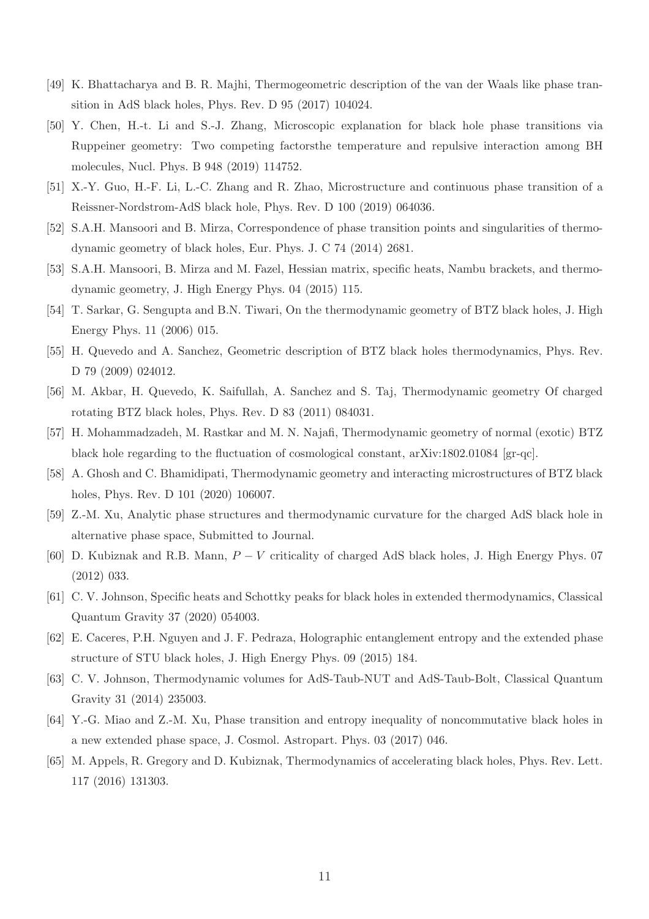[49] K. Bhattacharya and B. R. Majhi, Thermogeometric description of the van der Waals like phase transition in AdS black holes, Phys. Rev. D 95 (2017) 104024.

[50] Y. Chen, H.-t. Li and S.-J. Zhang, Microscopic explanation for black hole phase transitions via Ruppeiner geometry: Two competing factorsthe temperature and repulsive interaction among BH molecules, Nucl. Phys. B 948 (2019) 114752.

[51] X.-Y. Guo, H.-F. Li, L.-C. Zhang and R. Zhao, Microstructure and continuous phase transition of a Reissner-Nordstrom-AdS black hole, Phys. Rev. D 100 (2019) 064036.

[52] S.A.H. Mansoori and B. Mirza, Correspondence of phase transition points and singularities of thermodynamic geometry of black holes, Eur. Phys. J. C 74 (2014) 2681.

[53] S.A.H. Mansoori, B. Mirza and M. Fazel, Hessian matrix, specific heats, Nambu brackets, and thermodynamic geometry, J. High Energy Phys. 04 (2015) 115.

[54] T. Sarkar, G. Sengupta and B.N. Tiwari, On the thermodynamic geometry of BTZ black holes, J. High Energy Phys. 11 (2006) 015.

[55] H. Quevedo and A. Sanchez, Geometric description of BTZ black holes thermodynamics, Phys. Rev. D 79 (2009) 024012.

[56] M. Akbar, H. Quevedo, K. Saifullah, A. Sanchez and S. Taj, Thermodynamic geometry Of charged rotating BTZ black holes, Phys. Rev. D 83 (2011) 084031.

[57] H. Mohammadzadeh, M. Rastkar and M. N. Najafi, Thermodynamic geometry of normal (exotic) BTZ black hole regarding to the fluctuation of cosmological constant, arXiv:1802.01084 [gr-qc].

[58] A. Ghosh and C. Bhamidipati, Thermodynamic geometry and interacting microstructures of BTZ black holes, Phys. Rev. D 101 (2020) 106007.

[59] Z.-M. Xu, Analytic phase structures and thermodynamic curvature for the charged AdS black hole in alternative phase space, Submitted to Journal.

[60] D. Kubiznak and R.B. Mann, $P-V$ criticality of charged AdS black holes, J. High Energy Phys. 07 (2012) 033.

[61] C. V. Johnson, Specific heats and Schottky peaks for black holes in extended thermodynamics, Classical Quantum Gravity 37 (2020) 054003.

[62] E. Caceres, P.H. Nguyen and J. F. Pedraza, Holographic entanglement entropy and the extended phase structure of STU black holes, J. High Energy Phys. 09 (2015) 184.

[63] C. V. Johnson, Thermodynamic volumes for AdS-Taub-NUT and AdS-Taub-Bolt, Classical Quantum Gravity 31 (2014) 235003.

[64] Y.-G. Miao and Z.-M. Xu, Phase transition and entropy inequality of noncommutative black holes in a new extended phase space, J. Cosmol. Astropart. Phys. 03 (2017) 046.

[65] M. Appels, R. Gregory and D. Kubiznak, Thermodynamics of accelerating black holes, Phys. Rev. Lett. 117 (2016) 131303.